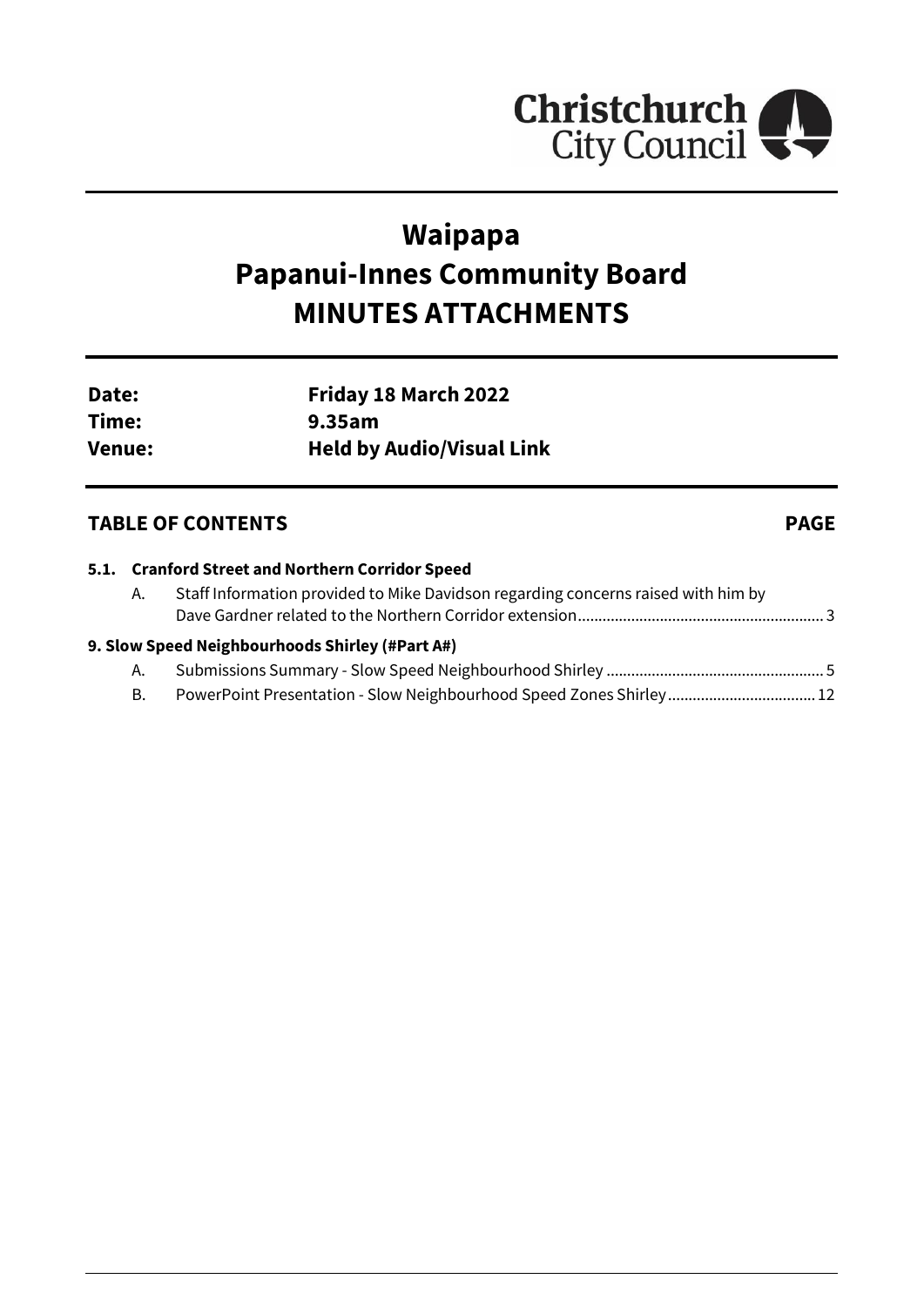Christchurch City Council

# Waipapa
# Papanui-Innes Community Board
# MINUTES ATTACHMENTS

| | |
|---|---|
| **Date:** | **Friday 18 March 2022** |
| **Time:** | **9.35am** |
| **Venue:** | **Held by Audio/Visual Link** |

## TABLE OF CONTENTS **PAGE**

**5.1. Cranford Street and Northern Corridor Speed**

A. Staff Information provided to Mike Davidson regarding concerns raised with him by Dave Gardner related to the Northern Corridor extension ........................................................... 3

**9. Slow Speed Neighbourhoods Shirley (#Part A#)**

A. Submissions Summary - Slow Speed Neighbourhood Shirley ..................................................... 5

B. PowerPoint Presentation - Slow Neighbourhood Speed Zones Shirley .................................... 12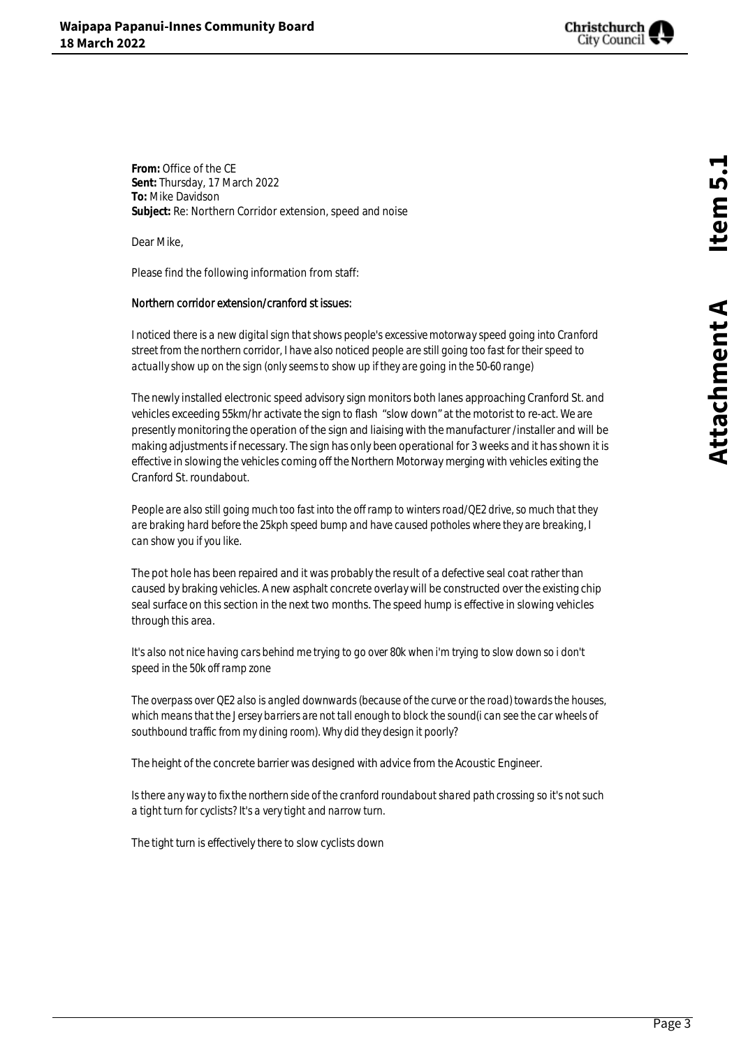**From:** Office of the CE
**Sent:** Thursday, 17 March 2022
**To:** Mike Davidson
**Subject:** Re: Northern Corridor extension, speed and noise

Dear Mike,

Please find the following information from staff:

Northern corridor extension/cranford st issues:

*I noticed there is a new digital sign that shows people's excessive motorway speed going into Cranford street from the northern corridor, I have also noticed people are still going too fast for their speed to actually show up on the sign (only seems to show up if they are going in the 50-60 range)*

The newly installed electronic speed advisory sign monitors both lanes approaching Cranford St. and vehicles exceeding 55km/hr activate the sign to flash "slow down" at the motorist to re-act. We are presently monitoring the operation of the sign and liaising with the manufacturer /installer and will be making adjustments if necessary. The sign has only been operational for 3 weeks and it has shown it is effective in slowing the vehicles coming off the Northern Motorway merging with vehicles exiting the Cranford St. roundabout.

*People are also still going much too fast into the off ramp to winters road/QE2 drive, so much that they are braking hard before the 25kph speed bump and have caused potholes where they are breaking, I can show you if you like.*

The pot hole has been repaired and it was probably the result of a defective seal coat rather than caused by braking vehicles. A new asphalt concrete overlay will be constructed over the existing chip seal surface on this section in the next two months. The speed hump is effective in slowing vehicles through this area.

*It's also not nice having cars behind me trying to go over 80k when i'm trying to slow down so i don't speed in the 50k off ramp zone*

*The overpass over QE2 also is angled downwards (because of the curve or the road) towards the houses, which means that the Jersey barriers are not tall enough to block the sound(i can see the car wheels of southbound traffic from my dining room). Why did they design it poorly?*

The height of the concrete barrier was designed with advice from the Acoustic Engineer.

*Is there any way to fix the northern side of the cranford roundabout shared path crossing so it's not such a tight turn for cyclists? It's a very tight and narrow turn.*

The tight turn is effectively there to slow cyclists down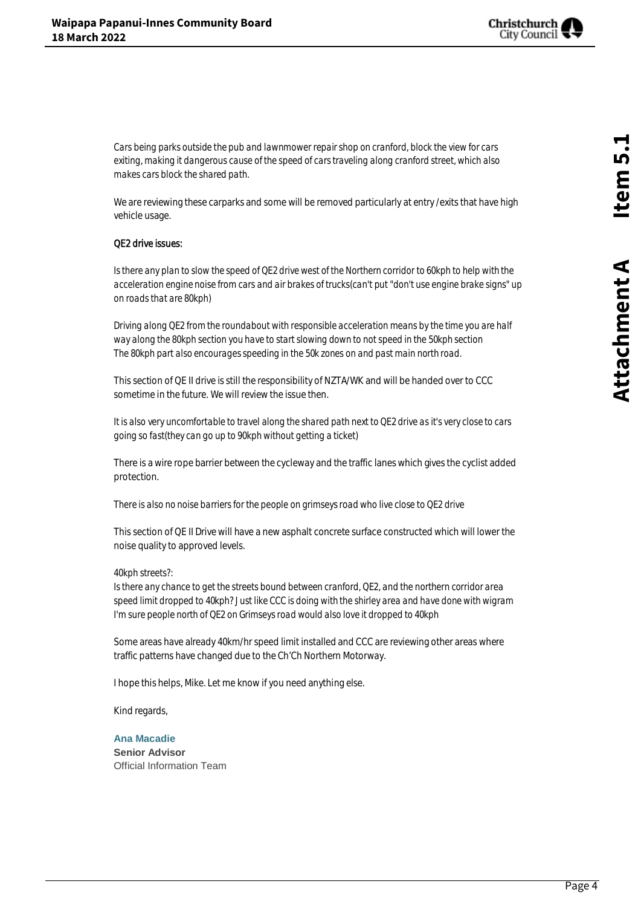*Cars being parks outside the pub and lawnmower repair shop on cranford, block the view for cars exiting, making it dangerous cause of the speed of cars traveling along cranford street, which also makes cars block the shared path.*

We are reviewing these carparks and some will be removed particularly at entry /exits that have high vehicle usage.

QE2 drive issues:

*Is there any plan to slow the speed of QE2 drive west of the Northern corridor to 60kph to help with the acceleration engine noise from cars and air brakes of trucks(can't put "don't use engine brake signs" up on roads that are 80kph)*

*Driving along QE2 from the roundabout with responsible acceleration means by the time you are half way along the 80kph section you have to start slowing down to not speed in the 50kph section*
*The 80kph part also encourages speeding in the 50k zones on and past main north road.*

This section of QE II drive is still the responsibility of NZTA/WK and will be handed over to CCC sometime in the future. We will review the issue then.

*It is also very uncomfortable to travel along the shared path next to QE2 drive as it's very close to cars going so fast(they can go up to 90kph without getting a ticket)*

There is a wire rope barrier between the cycleway and the traffic lanes which gives the cyclist added protection.

*There is also no noise barriers for the people on grimseys road who live close to QE2 drive*

This section of QE II Drive will have a new asphalt concrete surface constructed which will lower the noise quality to approved levels.

*40kph streets?:*
*Is there any chance to get the streets bound between cranford, QE2, and the northern corridor area speed limit dropped to 40kph? Just like CCC is doing with the shirley area and have done with wigram*
*I'm sure people north of QE2 on Grimseys road would also love it dropped to 40kph*

Some areas have already 40km/hr speed limit installed and CCC are reviewing other areas where traffic patterns have changed due to the Ch'Ch Northern Motorway.

I hope this helps, Mike. Let me know if you need anything else.

Kind regards,

**Ana Macadie**
**Senior Advisor**
Official Information Team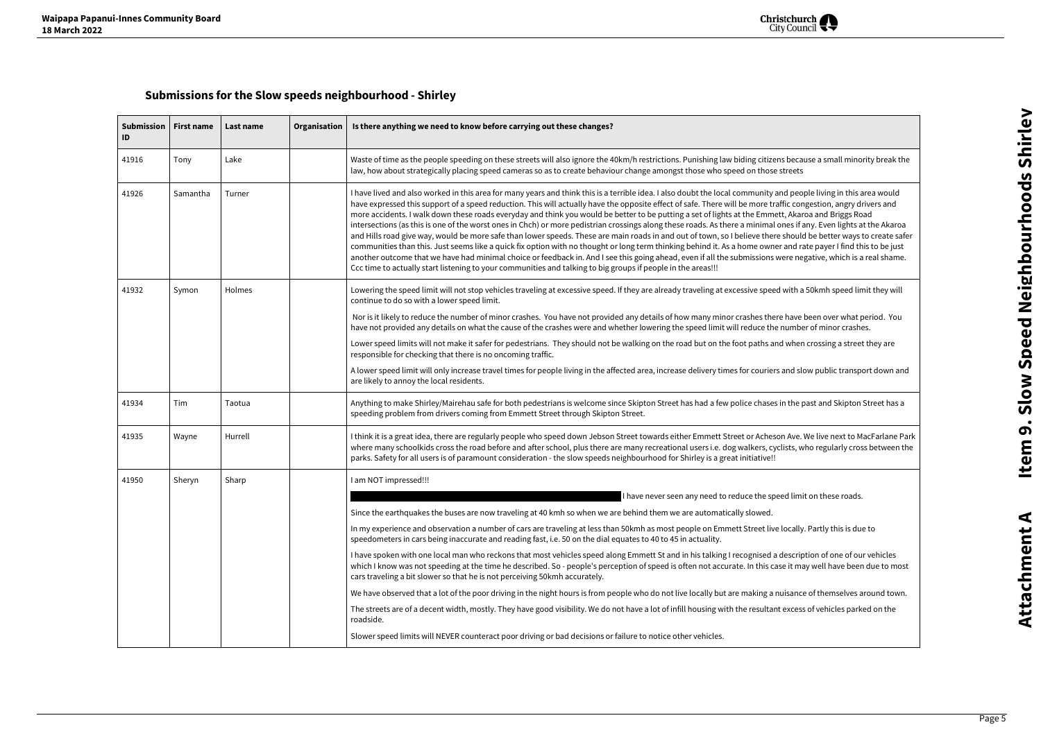## Submissions for the Slow speeds neighbourhood - Shirley

| Submission ID | First name | Last name | Organisation | Is there anything we need to know before carrying out these changes? |
|---|---|---|---|---|
| 41916 | Tony | Lake | | Waste of time as the people speeding on these streets will also ignore the 40km/h restrictions. Punishing law biding citizens because a small minority break the law, how about strategically placing speed cameras so as to create behaviour change amongst those who speed on those streets |
| 41926 | Samantha | Turner | | I have lived and also worked in this area for many years and think this is a terrible idea. I also doubt the local community and people living in this area would have expressed this support of a speed reduction. This will actually have the opposite effect of safe. There will be more traffic congestion, angry drivers and more accidents. I walk down these roads everyday and think you would be better to be putting a set of lights at the Emmett, Akaroa and Briggs Road intersections (as this is one of the worst ones in Chch) or more pedestrian crossings along these roads. As there a minimal ones if any. Even lights at the Akaroa and Hills road give way, would be more safe than lower speeds. These are main roads in and out of town, so I believe there should be better ways to create safer communities than this. Just seems like a quick fix option with no thought or long term thinking behind it. As a home owner and rate payer I find this to be just another outcome that we have had minimal choice or feedback in. And I see this going ahead, even if all the submissions were negative, which is a real shame. Ccc time to actually start listening to your communities and talking to big groups if people in the areas!!! |
| 41932 | Symon | Holmes | | Lowering the speed limit will not stop vehicles traveling at excessive speed. If they are already traveling at excessive speed with a 50kmh speed limit they will continue to do so with a lower speed limit.<br><br>Nor is it likely to reduce the number of minor crashes. You have not provided any details of how many minor crashes there have been over what period. You have not provided any details on what the cause of the crashes were and whether lowering the speed limit will reduce the number of minor crashes.<br><br>Lower speed limits will not make it safer for pedestrians. They should not be walking on the road but on the foot paths and when crossing a street they are responsible for checking that there is no oncoming traffic.<br><br>A lower speed limit will only increase travel times for people living in the affected area, increase delivery times for couriers and slow public transport down and are likely to annoy the local residents. |
| 41934 | Tim | Taotua | | Anything to make Shirley/Mairehau safe for both pedestrians is welcome since Skipton Street has had a few police chases in the past and Skipton Street has a speeding problem from drivers coming from Emmett Street through Skipton Street. |
| 41935 | Wayne | Hurrell | | I think it is a great idea, there are regularly people who speed down Jebson Street towards either Emmett Street or Acheson Ave. We live next to MacFarlane Park where many schoolkids cross the road before and after school, plus there are many recreational users i.e. dog walkers, cyclists, who regularly cross between the parks. Safety for all users is of paramount consideration - the slow speeds neighbourhood for Shirley is a great initiative!! |
| 41950 | Sheryn | Sharp | | I am NOT impressed!!!<br><br>[redacted] I have never seen any need to reduce the speed limit on these roads.<br><br>Since the earthquakes the buses are now traveling at 40 kmh so when we are behind them we are automatically slowed.<br><br>In my experience and observation a number of cars are traveling at less than 50kmh as most people on Emmett Street live locally. Partly this is due to speedometers in cars being inaccurate and reading fast, i.e. 50 on the dial equates to 40 to 45 in actuality.<br><br>I have spoken with one local man who reckons that most vehicles speed along Emmett St and in his talking I recognised a description of one of our vehicles which I know was not speeding at the time he described. So - people's perception of speed is often not accurate. In this case it may well have been due to most cars traveling a bit slower so that he is not perceiving 50kmh accurately.<br><br>We have observed that a lot of the poor driving in the night hours is from people who do not live locally but are making a nuisance of themselves around town.<br><br>The streets are of a decent width, mostly. They have good visibility. We do not have a lot of infill housing with the resultant excess of vehicles parked on the roadside.<br><br>Slower speed limits will NEVER counteract poor driving or bad decisions or failure to notice other vehicles. |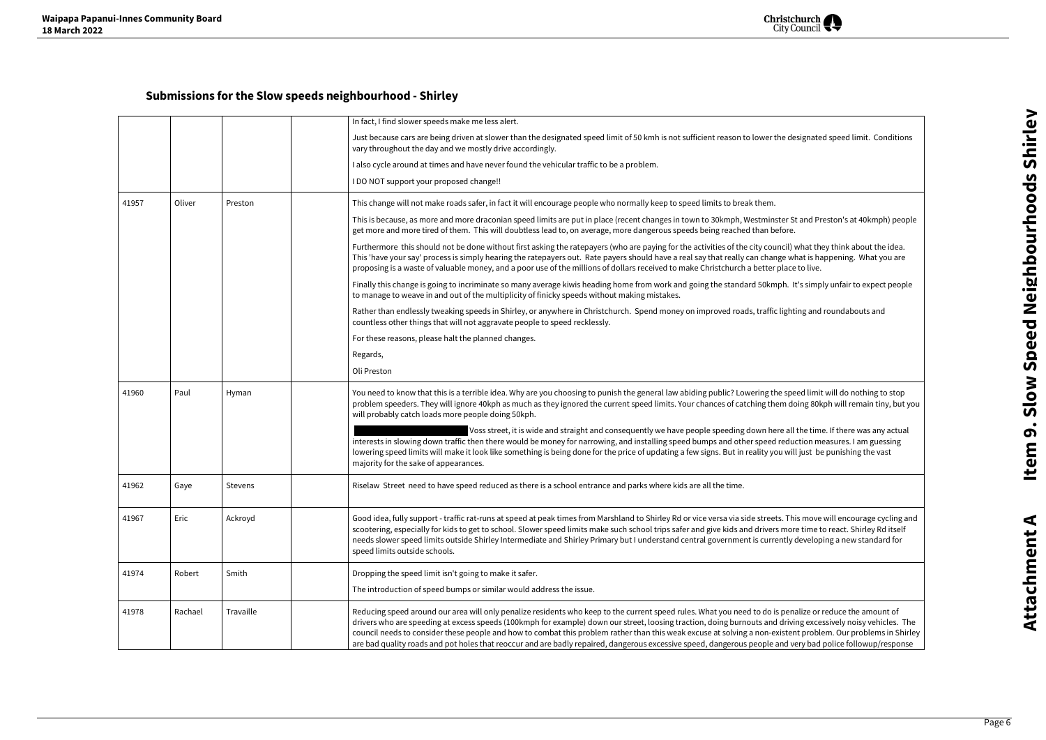## Submissions for the Slow speeds neighbourhood - Shirley

| | | | | |
|---|---|---|---|---|
| | | | | In fact, I find slower speeds make me less alert.<br><br>Just because cars are being driven at slower than the designated speed limit of 50 kmh is not sufficient reason to lower the designated speed limit. Conditions vary throughout the day and we mostly drive accordingly.<br><br>I also cycle around at times and have never found the vehicular traffic to be a problem.<br><br>I DO NOT support your proposed change!! |
| 41957 | Oliver | Preston | | This change will not make roads safer, in fact it will encourage people who normally keep to speed limits to break them.<br><br>This is because, as more and more draconian speed limits are put in place (recent changes in town to 30kmph, Westminster St and Preston's at 40kmph) people get more and more tired of them. This will doubtless lead to, on average, more dangerous speeds being reached than before.<br><br>Furthermore this should not be done without first asking the ratepayers (who are paying for the activities of the city council) what they think about the idea. This 'have your say' process is simply hearing the ratepayers out. Rate payers should have a real say that really can change what is happening. What you are proposing is a waste of valuable money, and a poor use of the millions of dollars received to make Christchurch a better place to live.<br><br>Finally this change is going to incriminate so many average kiwis heading home from work and going the standard 50kmph. It's simply unfair to expect people to manage to weave in and out of the multiplicity of finicky speeds without making mistakes.<br><br>Rather than endlessly tweaking speeds in Shirley, or anywhere in Christchurch. Spend money on improved roads, traffic lighting and roundabouts and countless other things that will not aggravate people to speed recklessly.<br><br>For these reasons, please halt the planned changes.<br><br>Regards,<br><br>Oli Preston |
| 41960 | Paul | Hyman | | You need to know that this is a terrible idea. Why are you choosing to punish the general law abiding public? Lowering the speed limit will do nothing to stop problem speeders. They will ignore 40kph as much as they ignored the current speed limits. Your chances of catching them doing 80kph will remain tiny, but you will probably catch loads more people doing 50kph.<br><br>[redacted] Voss street, it is wide and straight and consequently we have people speeding down here all the time. If there was any actual interests in slowing down traffic then there would be money for narrowing, and installing speed bumps and other speed reduction measures. I am guessing lowering speed limits will make it look like something is being done for the price of updating a few signs. But in reality you will just be punishing the vast majority for the sake of appearances. |
| 41962 | Gaye | Stevens | | Riselaw Street need to have speed reduced as there is a school entrance and parks where kids are all the time. |
| 41967 | Eric | Ackroyd | | Good idea, fully support - traffic rat-runs at speed at peak times from Marshland to Shirley Rd or vice versa via side streets. This move will encourage cycling and scootering, especially for kids to get to school. Slower speed limits make such school trips safer and give kids and drivers more time to react. Shirley Rd itself needs slower speed limits outside Shirley Intermediate and Shirley Primary but I understand central government is currently developing a new standard for speed limits outside schools. |
| 41974 | Robert | Smith | | Dropping the speed limit isn't going to make it safer.<br><br>The introduction of speed bumps or similar would address the issue. |
| 41978 | Rachael | Travaille | | Reducing speed around our area will only penalize residents who keep to the current speed rules. What you need to do is penalize or reduce the amount of drivers who are speeding at excess speeds (100kmph for example) down our street, loosing traction, doing burnouts and driving excessively noisy vehicles. The council needs to consider these people and how to combat this problem rather than this weak excuse at solving a non-existent problem. Our problems in Shirley are bad quality roads and pot holes that reoccur and are badly repaired, dangerous excessive speed, dangerous people and very bad police followup/response |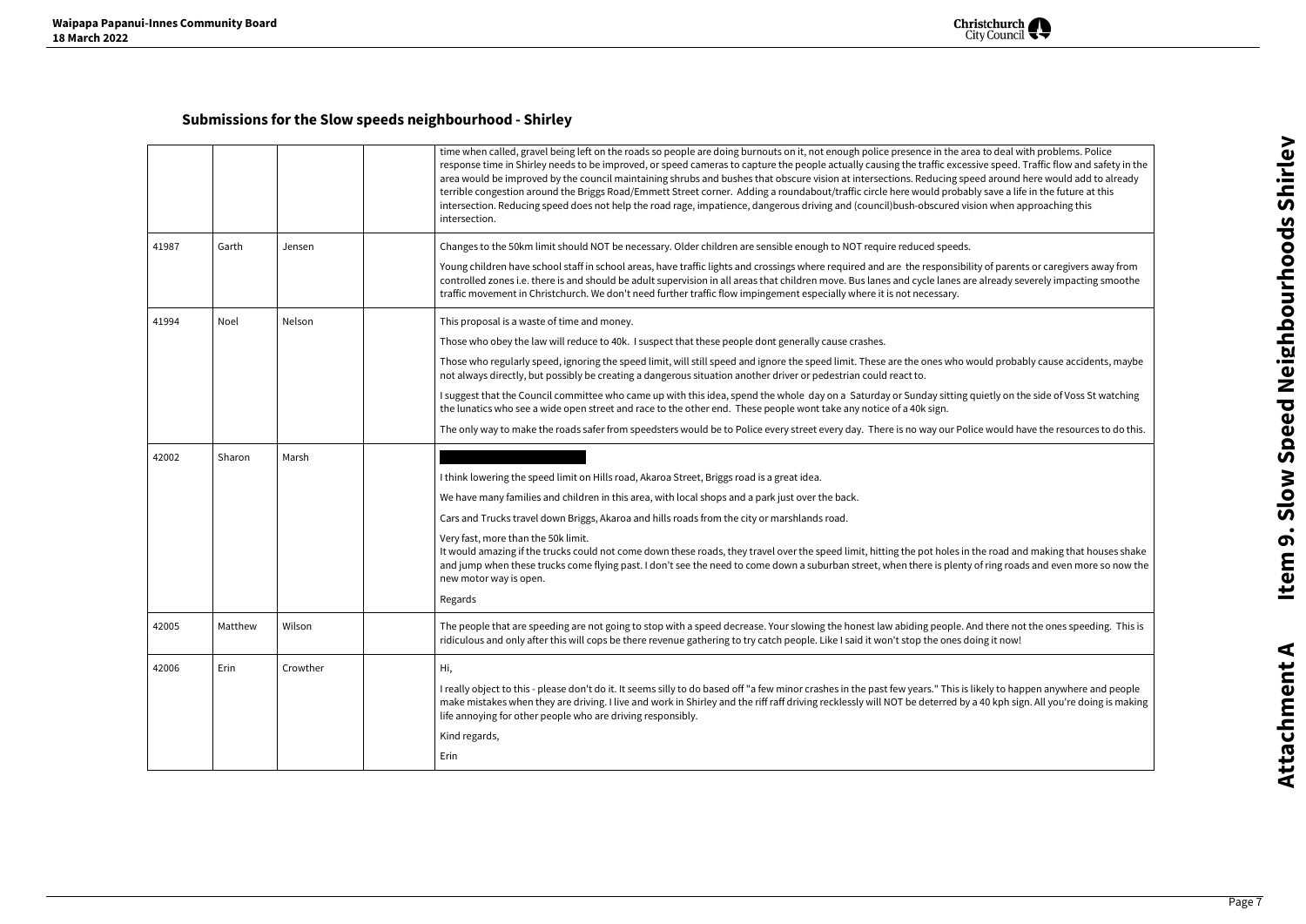## Submissions for the Slow speeds neighbourhood - Shirley

| | | | | |
|---|---|---|---|---|
| | | | | time when called, gravel being left on the roads so people are doing burnouts on it, not enough police presence in the area to deal with problems. Police response time in Shirley needs to be improved, or speed cameras to capture the people actually causing the traffic excessive speed. Traffic flow and safety in the area would be improved by the council maintaining shrubs and bushes that obscure vision at intersections. Reducing speed around here would add to already terrible congestion around the Briggs Road/Emmett Street corner. Adding a roundabout/traffic circle here would probably save a life in the future at this intersection. Reducing speed does not help the road rage, impatience, dangerous driving and (council)bush-obscured vision when approaching this intersection. |
| 41987 | Garth | Jensen | | Changes to the 50km limit should NOT be necessary. Older children are sensible enough to NOT require reduced speeds.<br><br>Young children have school staff in school areas, have traffic lights and crossings where required and are the responsibility of parents or caregivers away from controlled zones i.e. there is and should be adult supervision in all areas that children move. Bus lanes and cycle lanes are already severely impacting smoothe traffic movement in Christchurch. We don't need further traffic flow impingement especially where it is not necessary. |
| 41994 | Noel | Nelson | | This proposal is a waste of time and money.<br><br>Those who obey the law will reduce to 40k. I suspect that these people dont generally cause crashes.<br><br>Those who regularly speed, ignoring the speed limit, will still speed and ignore the speed limit. These are the ones who would probably cause accidents, maybe not always directly, but possibly be creating a dangerous situation another driver or pedestrian could react to.<br><br>I suggest that the Council committee who came up with this idea, spend the whole day on a Saturday or Sunday sitting quietly on the side of Voss St watching the lunatics who see a wide open street and race to the other end. These people wont take any notice of a 40k sign.<br><br>The only way to make the roads safer from speedsters would be to Police every street every day. There is no way our Police would have the resources to do this. |
| 42002 | Sharon | Marsh | | I think lowering the speed limit on Hills road, Akaroa Street, Briggs road is a great idea.<br><br>We have many families and children in this area, with local shops and a park just over the back.<br><br>Cars and Trucks travel down Briggs, Akaroa and hills roads from the city or marshlands road.<br><br>Very fast, more than the 50k limit.<br>It would amazing if the trucks could not come down these roads, they travel over the speed limit, hitting the pot holes in the road and making that houses shake and jump when these trucks come flying past. I don't see the need to come down a suburban street, when there is plenty of ring roads and even more so now the new motor way is open.<br><br>Regards |
| 42005 | Matthew | Wilson | | The people that are speeding are not going to stop with a speed decrease. Your slowing the honest law abiding people. And there not the ones speeding. This is ridiculous and only after this will cops be there revenue gathering to try catch people. Like I said it won't stop the ones doing it now! |
| 42006 | Erin | Crowther | | Hi,<br><br>I really object to this - please don't do it. It seems silly to do based off "a few minor crashes in the past few years." This is likely to happen anywhere and people make mistakes when they are driving. I live and work in Shirley and the riff raff driving recklessly will NOT be deterred by a 40 kph sign. All you're doing is making life annoying for other people who are driving responsibly.<br><br>Kind regards,<br><br>Erin |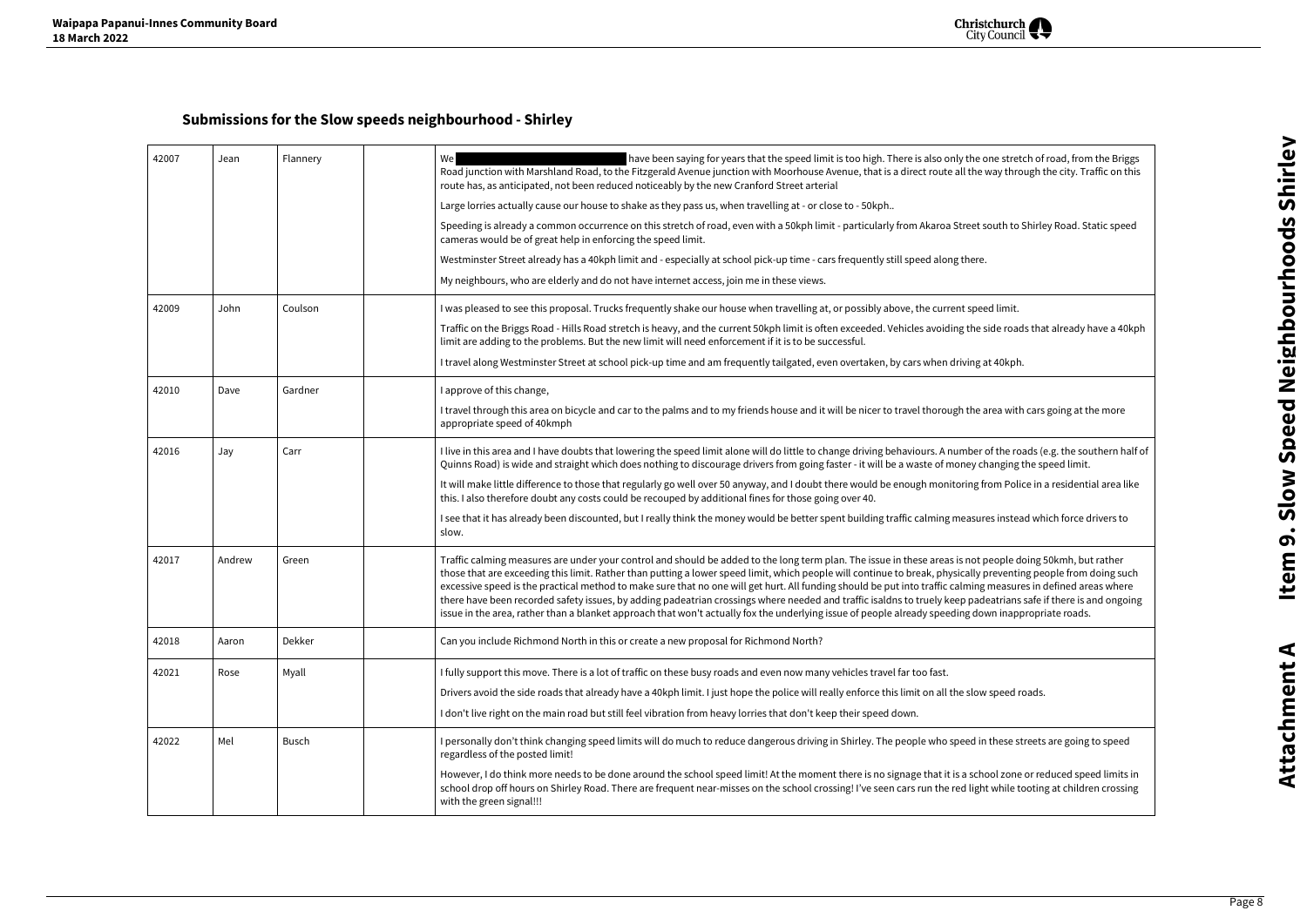## Submissions for the Slow speeds neighbourhood - Shirley

| | | | | |
|---|---|---|---|---|
| 42007 | Jean | Flannery | | We [redacted] have been saying for years that the speed limit is too high. There is also only the one stretch of road, from the Briggs Road junction with Marshland Road, to the Fitzgerald Avenue junction with Moorhouse Avenue, that is a direct route all the way through the city. Traffic on this route has, as anticipated, not been reduced noticeably by the new Cranford Street arterial<br><br>Large lorries actually cause our house to shake as they pass us, when travelling at - or close to - 50kph..<br><br>Speeding is already a common occurrence on this stretch of road, even with a 50kph limit - particularly from Akaroa Street south to Shirley Road. Static speed cameras would be of great help in enforcing the speed limit.<br><br>Westminster Street already has a 40kph limit and - especially at school pick-up time - cars frequently still speed along there.<br><br>My neighbours, who are elderly and do not have internet access, join me in these views. |
| 42009 | John | Coulson | | I was pleased to see this proposal. Trucks frequently shake our house when travelling at, or possibly above, the current speed limit.<br><br>Traffic on the Briggs Road - Hills Road stretch is heavy, and the current 50kph limit is often exceeded. Vehicles avoiding the side roads that already have a 40kph limit are adding to the problems. But the new limit will need enforcement if it is to be successful.<br><br>I travel along Westminster Street at school pick-up time and am frequently tailgated, even overtaken, by cars when driving at 40kph. |
| 42010 | Dave | Gardner | | I approve of this change,<br><br>I travel through this area on bicycle and car to the palms and to my friends house and it will be nicer to travel thorough the area with cars going at the more appropriate speed of 40kmph |
| 42016 | Jay | Carr | | I live in this area and I have doubts that lowering the speed limit alone will do little to change driving behaviours. A number of the roads (e.g. the southern half of Quinns Road) is wide and straight which does nothing to discourage drivers from going faster - it will be a waste of money changing the speed limit.<br><br>It will make little difference to those that regularly go well over 50 anyway, and I doubt there would be enough monitoring from Police in a residential area like this. I also therefore doubt any costs could be recouped by additional fines for those going over 40.<br><br>I see that it has already been discounted, but I really think the money would be better spent building traffic calming measures instead which force drivers to slow. |
| 42017 | Andrew | Green | | Traffic calming measures are under your control and should be added to the long term plan. The issue in these areas is not people doing 50kmh, but rather those that are exceeding this limit. Rather than putting a lower speed limit, which people will continue to break, physically preventing people from doing such excessive speed is the practical method to make sure that no one will get hurt. All funding should be put into traffic calming measures in defined areas where there have been recorded safety issues, by adding padeatrian crossings where needed and traffic isaldns to truely keep padeatrians safe if there is and ongoing issue in the area, rather than a blanket approach that won't actually fox the underlying issue of people already speeding down inappropriate roads. |
| 42018 | Aaron | Dekker | | Can you include Richmond North in this or create a new proposal for Richmond North? |
| 42021 | Rose | Myall | | I fully support this move. There is a lot of traffic on these busy roads and even now many vehicles travel far too fast.<br><br>Drivers avoid the side roads that already have a 40kph limit. I just hope the police will really enforce this limit on all the slow speed roads.<br><br>I don't live right on the main road but still feel vibration from heavy lorries that don't keep their speed down. |
| 42022 | Mel | Busch | | I personally don't think changing speed limits will do much to reduce dangerous driving in Shirley. The people who speed in these streets are going to speed regardless of the posted limit!<br><br>However, I do think more needs to be done around the school speed limit! At the moment there is no signage that it is a school zone or reduced speed limits in school drop off hours on Shirley Road. There are frequent near-misses on the school crossing! I've seen cars run the red light while tooting at children crossing with the green signal!!! |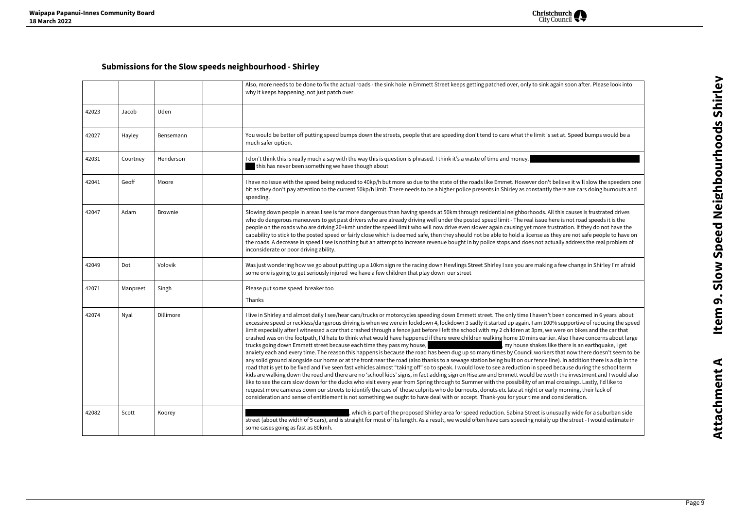## Submissions for the Slow speeds neighbourhood - Shirley

| | | | | |
|---|---|---|---|---|
| | | | | Also, more needs to be done to fix the actual roads - the sink hole in Emmett Street keeps getting patched over, only to sink again soon after. Please look into why it keeps happening, not just patch over. |
| 42023 | Jacob | Uden | | |
| 42027 | Hayley | Bensemann | | You would be better off putting speed bumps down the streets, people that are speeding don't tend to care what the limit is set at. Speed bumps would be a much safer option. |
| 42031 | Courtney | Henderson | | I don't think this is really much a say with the way this is question is phrased. I think it's a waste of time and money. this has never been something we have though about |
| 42041 | Geoff | Moore | | I have no issue with the speed being reduced to 40kp/h but more so due to the state of the roads like Emmet. However don't believe it will slow the speeders one bit as they don't pay attention to the current 50kp/h limit. There needs to be a higher police presents in Shirley as constantly there are cars doing burnouts and speeding. |
| 42047 | Adam | Brownie | | Slowing down people in areas I see is far more dangerous than having speeds at 50km through residential neighborhoods. All this causes is frustrated drives who do dangerous maneuvers to get past drivers who are already driving well under the posted speed limit - The real issue here is not road speeds it is the people on the roads who are driving 20+kmh under the speed limit who will now drive even slower again causing yet more frustration. If they do not have the capability to stick to the posted speed or fairly close which is deemed safe, then they should not be able to hold a license as they are not safe people to have on the roads. A decrease in speed I see is nothing but an attempt to increase revenue bought in by police stops and does not actually address the real problem of inconsiderate or poor driving ability. |
| 42049 | Dot | Volovik | | Was just wondering how we go about putting up a 10km sign re the racing down Hewlings Street Shirley I see you are making a few change in Shirley I'm afraid some one is going to get seriously injured we have a few children that play down our street |
| 42071 | Manpreet | Singh | | Please put some speed breaker too<br><br>Thanks |
| 42074 | Nyal | Dillimore | | I live in Shirley and almost daily I see/hear cars/trucks or motorcycles speeding down Emmett street. The only time I haven't been concerned in 6 years about excessive speed or reckless/dangerous driving is when we were in lockdown 4, lockdown 3 sadly it started up again. I am 100% supportive of reducing the speed limit especially after I witnessed a car that crashed through a fence just before I left the school with my 2 children at 3pm, we were on bikes and the car that crashed was on the footpath, I'd hate to think what would have happened if there were children walking home 10 mins earlier. Also I have concerns about large trucks going down Emmett street because each time they pass my house, , my house shakes like there is an earthquake, I get anxiety each and every time. The reason this happens is because the road has been dug up so many times by Council workers that now there doesn't seem to be any solid ground alongside our home or at the front near the road (also thanks to a sewage station being built on our fence line). In addition there is a dip in the road that is yet to be fixed and I've seen fast vehicles almost "taking off" so to speak. I would love to see a reduction in speed because during the school term kids are walking down the road and there are no 'school kids' signs, in fact adding sign on Riselaw and Emmett would be worth the investment and I would also like to see the cars slow down for the ducks who visit every year from Spring through to Summer with the possibility of animal crossings. Lastly, I'd like to request more cameras down our streets to identify the cars of those culprits who do burnouts, donuts etc late at night or early morning, their lack of consideration and sense of entitlement is not something we ought to have deal with or accept. Thank-you for your time and consideration. |
| 42082 | Scott | Koorey | | , which is part of the proposed Shirley area for speed reduction. Sabina Street is unusually wide for a suburban side street (about the width of 5 cars), and is straight for most of its length. As a result, we would often have cars speeding noisily up the street - I would estimate in some cases going as fast as 80kmh. |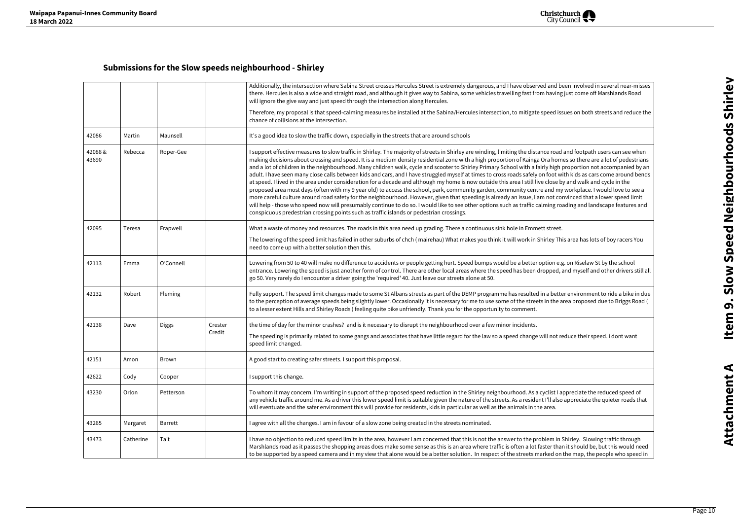## Submissions for the Slow speeds neighbourhood - Shirley

| | | | | |
|---|---|---|---|---|
| | | | | Additionally, the intersection where Sabina Street crosses Hercules Street is extremely dangerous, and I have observed and been involved in several near-misses there. Hercules is also a wide and straight road, and although it gives way to Sabina, some vehicles travelling fast from having just come off Marshlands Road will ignore the give way and just speed through the intersection along Hercules.<br><br>Therefore, my proposal is that speed-calming measures be installed at the Sabina/Hercules intersection, to mitigate speed issues on both streets and reduce the chance of collisions at the intersection. |
| 42086 | Martin | Maunsell | | It's a good idea to slow the traffic down, especially in the streets that are around schools |
| 42088 & 43690 | Rebecca | Roper-Gee | | I support effective measures to slow traffic in Shirley. The majority of streets in Shirley are winding, limiting the distance road and footpath users can see when making decisions about crossing and speed. It is a medium density residential zone with a high proportion of Kainga Ora homes so there are a lot of pedestrians and a lot of children in the neighbourhood. Many children walk, cycle and scooter to Shirley Primary School with a fairly high proportion not accompanied by an adult. I have seen many close calls between kids and cars, and I have struggled myself at times to cross roads safely on foot with kids as cars come around bends at speed. I lived in the area under consideration for a decade and although my home is now outside this area I still live close by and walk and cycle in the proposed area most days (often with my 9 year old) to access the school, park, community garden, community centre and my workplace. I would love to see a more careful culture around road safety for the neighbourhood. However, given that speeding is already an issue, I am not convinced that a lower speed limit will help - those who speed now will presumably continue to do so. I would like to see other options such as traffic calming roading and landscape features and conspicuous predestrian crossing points such as traffic islands or pedestrian crossings. |
| 42095 | Teresa | Frapwell | | What a waste of money and resources. The roads in this area need up grading. There a continuous sink hole in Emmett street.<br><br>The lowering of the speed limit has failed in other suburbs of chch ( mairehau) What makes you think it will work in Shirley This area has lots of boy racers You need to come up with a better solution then this. |
| 42113 | Emma | O'Connell | | Lowering from 50 to 40 will make no difference to accidents or people getting hurt. Speed bumps would be a better option e.g. on Riselaw St by the school entrance. Lowering the speed is just another form of control. There are other local areas where the speed has been dropped, and myself and other drivers still all go 50. Very rarely do I encounter a driver going the 'required' 40. Just leave our streets alone at 50. |
| 42132 | Robert | Fleming | | Fully support. The speed limit changes made to some St Albans streets as part of the DEMP programme has resulted in a better environment to ride a bike in due to the perception of average speeds being slightly lower. Occasionally it is necessary for me to use some of the streets in the area proposed due to Briggs Road ( to a lesser extent Hills and Shirley Roads ) feeling quite bike unfriendly. Thank you for the opportunity to comment. |
| 42138 | Dave | Diggs | Crester Credit | the time of day for the minor crashes? and is it necessary to disrupt the neighbourhood over a few minor incidents.<br><br>The speeding is primarily related to some gangs and associates that have little regard for the law so a speed change will not reduce their speed. i dont want speed limit changed. |
| 42151 | Amon | Brown | | A good start to creating safer streets. I support this proposal. |
| 42622 | Cody | Cooper | | I support this change. |
| 43230 | Orlon | Petterson | | To whom it may concern. I'm writing in support of the proposed speed reduction in the Shirley neighbourhood. As a cyclist I appreciate the reduced speed of any vehicle traffic around me. As a driver this lower speed limit is suitable given the nature of the streets. As a resident I'll also appreciate the quieter roads that will eventuate and the safer environment this will provide for residents, kids in particular as well as the animals in the area. |
| 43265 | Margaret | Barrett | | I agree with all the changes. I am in favour of a slow zone being created in the streets nominated. |
| 43473 | Catherine | Tait | | I have no objection to reduced speed limits in the area, however I am concerned that this is not the answer to the problem in Shirley. Slowing traffic through Marshlands road as it passes the shopping areas does make some sense as this is an area where traffic is often a lot faster than it should be, but this would need to be supported by a speed camera and in my view that alone would be a better solution. In respect of the streets marked on the map, the people who speed in |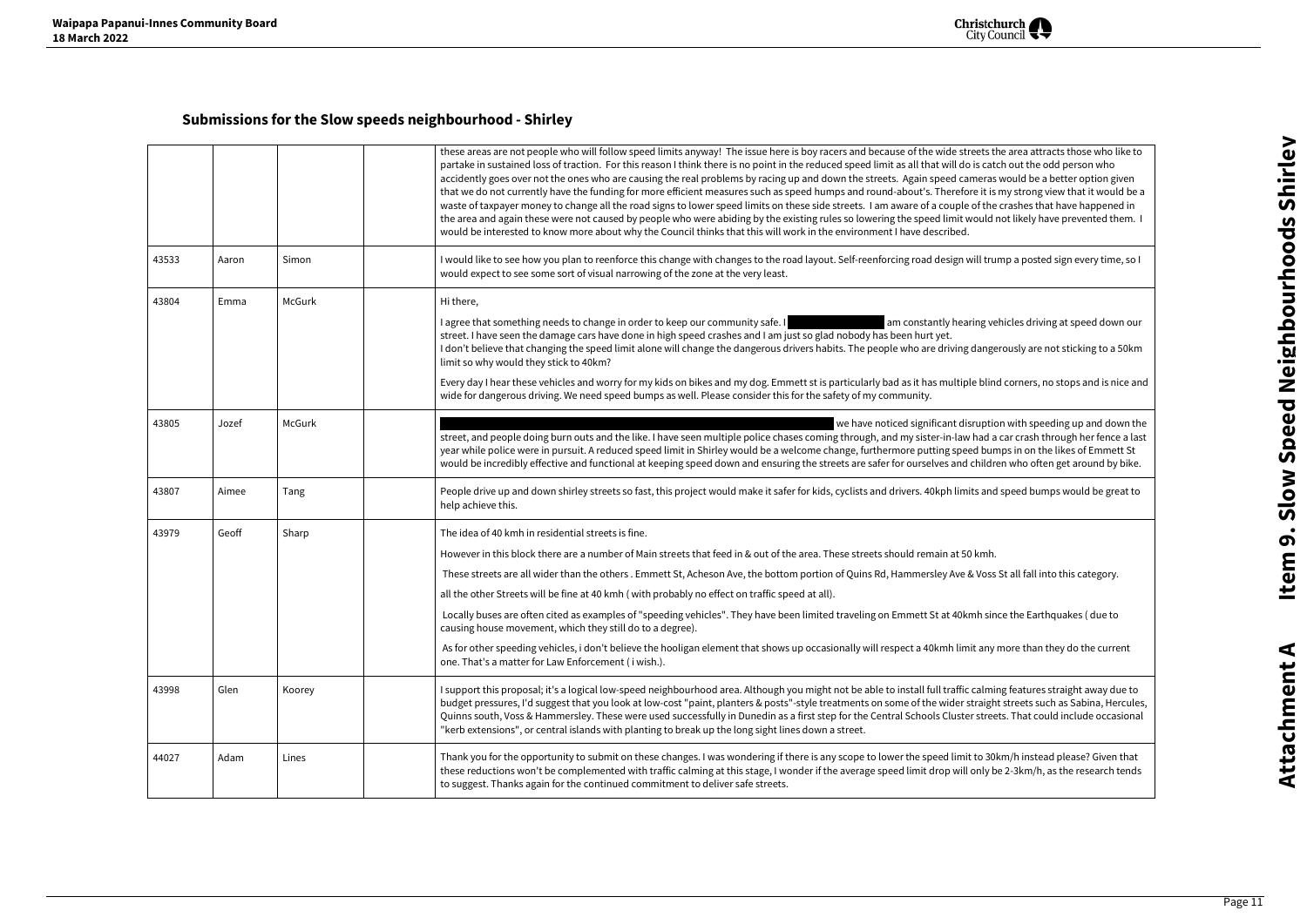## Submissions for the Slow speeds neighbourhood - Shirley

| | | | | |
|---|---|---|---|---|
| | | | | these areas are not people who will follow speed limits anyway! The issue here is boy racers and because of the wide streets the area attracts those who like to partake in sustained loss of traction. For this reason I think there is no point in the reduced speed limit as all that will do is catch out the odd person who accidently goes over not the ones who are causing the real problems by racing up and down the streets. Again speed cameras would be a better option given that we do not currently have the funding for more efficient measures such as speed humps and round-about's. Therefore it is my strong view that it would be a waste of taxpayer money to change all the road signs to lower speed limits on these side streets. I am aware of a couple of the crashes that have happened in the area and again these were not caused by people who were abiding by the existing rules so lowering the speed limit would not likely have prevented them. I would be interested to know more about why the Council thinks that this will work in the environment I have described. |
| 43533 | Aaron | Simon | | I would like to see how you plan to reenforce this change with changes to the road layout. Self-reenforcing road design will trump a posted sign every time, so I would expect to see some sort of visual narrowing of the zone at the very least. |
| 43804 | Emma | McGurk | | Hi there,<br><br>I agree that something needs to change in order to keep our community safe. I [redacted] am constantly hearing vehicles driving at speed down our street. I have seen the damage cars have done in high speed crashes and I am just so glad nobody has been hurt yet.<br>I don't believe that changing the speed limit alone will change the dangerous drivers habits. The people who are driving dangerously are not sticking to a 50km limit so why would they stick to 40km?<br><br>Every day I hear these vehicles and worry for my kids on bikes and my dog. Emmett st is particularly bad as it has multiple blind corners, no stops and is nice and wide for dangerous driving. We need speed bumps as well. Please consider this for the safety of my community. |
| 43805 | Jozef | McGurk | | [redacted] we have noticed significant disruption with speeding up and down the street, and people doing burn outs and the like. I have seen multiple police chases coming through, and my sister-in-law had a car crash through her fence a last year while police were in pursuit. A reduced speed limit in Shirley would be a welcome change, furthermore putting speed bumps in on the likes of Emmett St would be incredibly effective and functional at keeping speed down and ensuring the streets are safer for ourselves and children who often get around by bike. |
| 43807 | Aimee | Tang | | People drive up and down shirley streets so fast, this project would make it safer for kids, cyclists and drivers. 40kph limits and speed bumps would be great to help achieve this. |
| 43979 | Geoff | Sharp | | The idea of 40 kmh in residential streets is fine.<br><br>However in this block there are a number of Main streets that feed in & out of the area. These streets should remain at 50 kmh.<br><br>These streets are all wider than the others . Emmett St, Acheson Ave, the bottom portion of Quins Rd, Hammersley Ave & Voss St all fall into this category.<br><br>all the other Streets will be fine at 40 kmh ( with probably no effect on traffic speed at all).<br><br>Locally buses are often cited as examples of "speeding vehicles". They have been limited traveling on Emmett St at 40kmh since the Earthquakes ( due to causing house movement, which they still do to a degree).<br><br>As for other speeding vehicles, i don't believe the hooligan element that shows up occasionally will respect a 40kmh limit any more than they do the current one. That's a matter for Law Enforcement ( i wish.). |
| 43998 | Glen | Koorey | | I support this proposal; it's a logical low-speed neighbourhood area. Although you might not be able to install full traffic calming features straight away due to budget pressures, I'd suggest that you look at low-cost "paint, planters & posts"-style treatments on some of the wider straight streets such as Sabina, Hercules, Quinns south, Voss & Hammersley. These were used successfully in Dunedin as a first step for the Central Schools Cluster streets. That could include occasional "kerb extensions", or central islands with planting to break up the long sight lines down a street. |
| 44027 | Adam | Lines | | Thank you for the opportunity to submit on these changes. I was wondering if there is any scope to lower the speed limit to 30km/h instead please? Given that these reductions won't be complemented with traffic calming at this stage, I wonder if the average speed limit drop will only be 2-3km/h, as the research tends to suggest. Thanks again for the continued commitment to deliver safe streets. |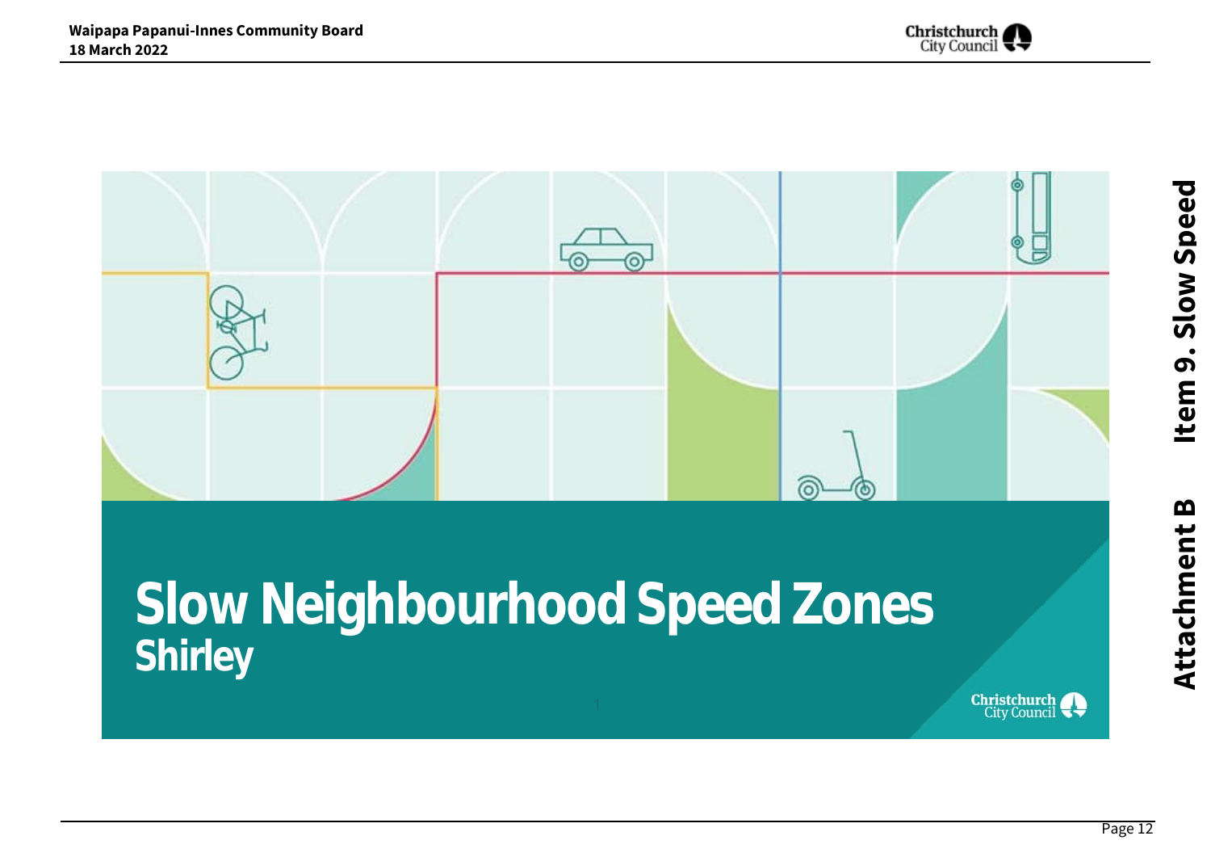# Slow Neighbourhood Speed Zones

## Shirley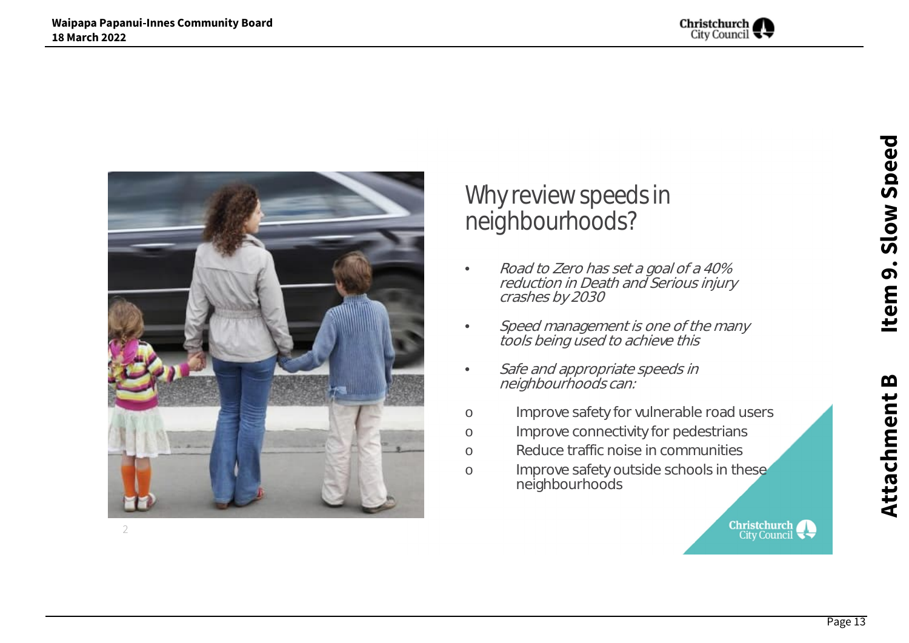# Why review speeds in neighbourhoods?

- *Road to Zero has set a goal of a 40% reduction in Death and Serious injury crashes by 2030*
- *Speed management is one of the many tools being used to achieve this*
- *Safe and appropriate speeds in neighbourhoods can:*
  - Improve safety for vulnerable road users
  - Improve connectivity for pedestrians
  - Reduce traffic noise in communities
  - Improve safety outside schools in these neighbourhoods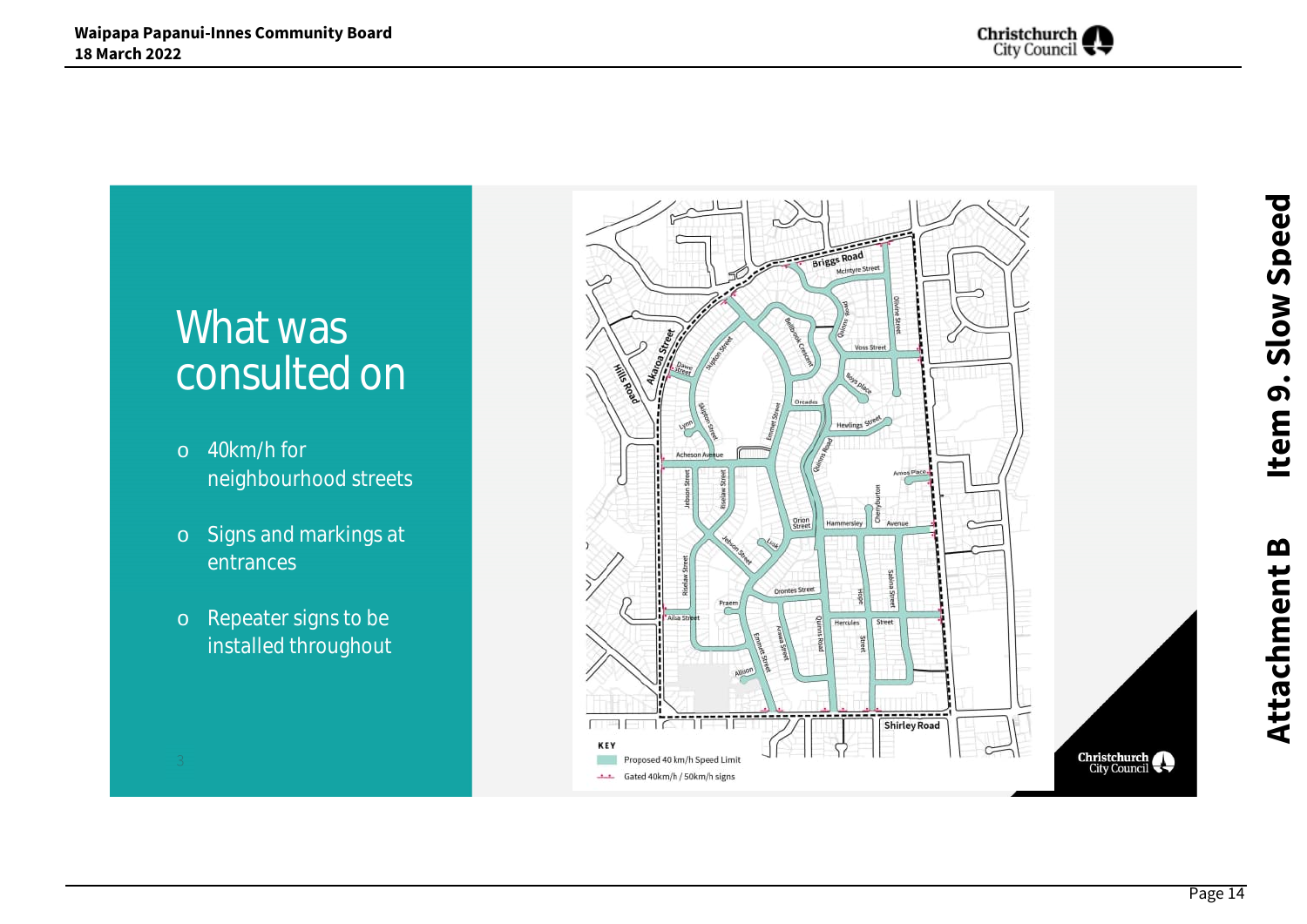# What was consulted on

- 40km/h for neighbourhood streets
- Signs and markings at entrances
- Repeater signs to be installed throughout

KEY

Proposed 40 km/h Speed Limit

Gated 40km/h / 50km/h signs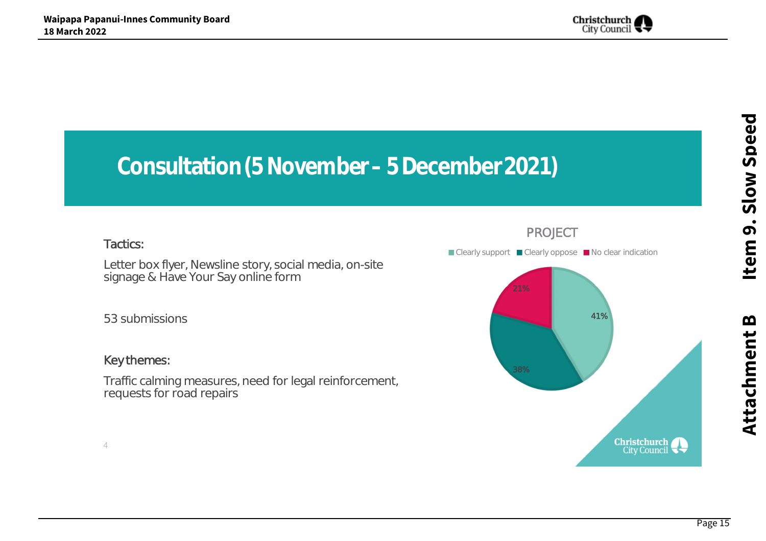# Consultation (5 November – 5 December 2021)

**Tactics:**

Letter box flyer, Newsline story, social media, on-site signage & Have Your Say online form

53 submissions

**Key themes:**

Traffic calming measures, need for legal reinforcement, requests for road repairs

PROJECT

Clearly support
Clearly oppose
No clear indication

41%
38%
21%